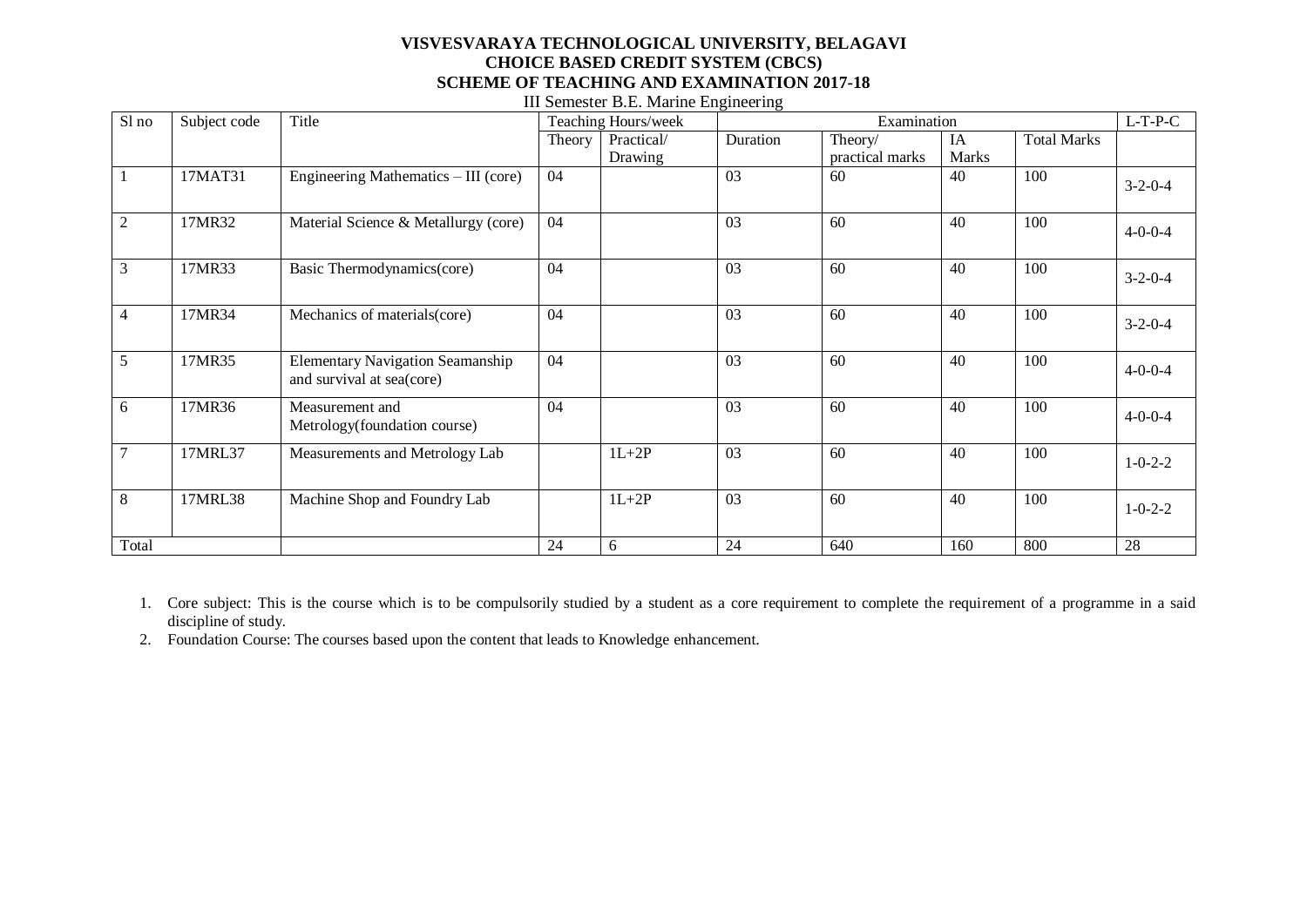**VISVESVARAYA TECHNOLOGICAL UNIVERSITY, BELAGAVI**
**CHOICE BASED CREDIT SYSTEM (CBCS)**
**SCHEME OF TEACHING AND EXAMINATION 2017-18**

III Semester B.E. Marine Engineering

| Sl no | Subject code | Title | Teaching Hours/week | | Examination | | | | L-T-P-C |
|---|---|---|---|---|---|---|---|---|---|
| | | | Theory | Practical/ Drawing | Duration | Theory/ practical marks | IA Marks | Total Marks | |
| 1 | 17MAT31 | Engineering Mathematics – III (core) | 04 | | 03 | 60 | 40 | 100 | 3-2-0-4 |
| 2 | 17MR32 | Material Science & Metallurgy (core) | 04 | | 03 | 60 | 40 | 100 | 4-0-0-4 |
| 3 | 17MR33 | Basic Thermodynamics(core) | 04 | | 03 | 60 | 40 | 100 | 3-2-0-4 |
| 4 | 17MR34 | Mechanics of materials(core) | 04 | | 03 | 60 | 40 | 100 | 3-2-0-4 |
| 5 | 17MR35 | Elementary Navigation Seamanship and survival at sea(core) | 04 | | 03 | 60 | 40 | 100 | 4-0-0-4 |
| 6 | 17MR36 | Measurement and Metrology(foundation course) | 04 | | 03 | 60 | 40 | 100 | 4-0-0-4 |
| 7 | 17MRL37 | Measurements and Metrology Lab | | 1L+2P | 03 | 60 | 40 | 100 | 1-0-2-2 |
| 8 | 17MRL38 | Machine Shop and Foundry Lab | | 1L+2P | 03 | 60 | 40 | 100 | 1-0-2-2 |
| Total | | | 24 | 6 | 24 | 640 | 160 | 800 | 28 |

1. Core subject: This is the course which is to be compulsorily studied by a student as a core requirement to complete the requirement of a programme in a said discipline of study.
2. Foundation Course: The courses based upon the content that leads to Knowledge enhancement.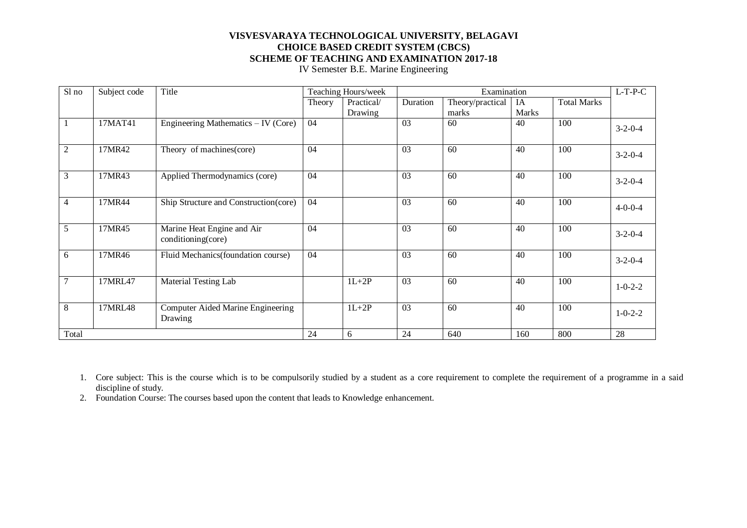**VISVESVARAYA TECHNOLOGICAL UNIVERSITY, BELAGAVI**
**CHOICE BASED CREDIT SYSTEM (CBCS)**
**SCHEME OF TEACHING AND EXAMINATION 2017-18**
IV Semester B.E. Marine Engineering

| Sl no | Subject code | Title | Teaching Hours/week | | Examination | | | | L-T-P-C |
|---|---|---|---|---|---|---|---|---|---|
| | | | Theory | Practical/ Drawing | Duration | Theory/practical marks | IA Marks | Total Marks | |
| 1 | 17MAT41 | Engineering Mathematics – IV (Core) | 04 | | 03 | 60 | 40 | 100 | 3-2-0-4 |
| 2 | 17MR42 | Theory of machines(core) | 04 | | 03 | 60 | 40 | 100 | 3-2-0-4 |
| 3 | 17MR43 | Applied Thermodynamics (core) | 04 | | 03 | 60 | 40 | 100 | 3-2-0-4 |
| 4 | 17MR44 | Ship Structure and Construction(core) | 04 | | 03 | 60 | 40 | 100 | 4-0-0-4 |
| 5 | 17MR45 | Marine Heat Engine and Air conditioning(core) | 04 | | 03 | 60 | 40 | 100 | 3-2-0-4 |
| 6 | 17MR46 | Fluid Mechanics(foundation course) | 04 | | 03 | 60 | 40 | 100 | 3-2-0-4 |
| 7 | 17MRL47 | Material Testing Lab | | 1L+2P | 03 | 60 | 40 | 100 | 1-0-2-2 |
| 8 | 17MRL48 | Computer Aided Marine Engineering Drawing | | 1L+2P | 03 | 60 | 40 | 100 | 1-0-2-2 |
| Total | | | 24 | 6 | 24 | 640 | 160 | 800 | 28 |

1. Core subject: This is the course which is to be compulsorily studied by a student as a core requirement to complete the requirement of a programme in a said discipline of study.
2. Foundation Course: The courses based upon the content that leads to Knowledge enhancement.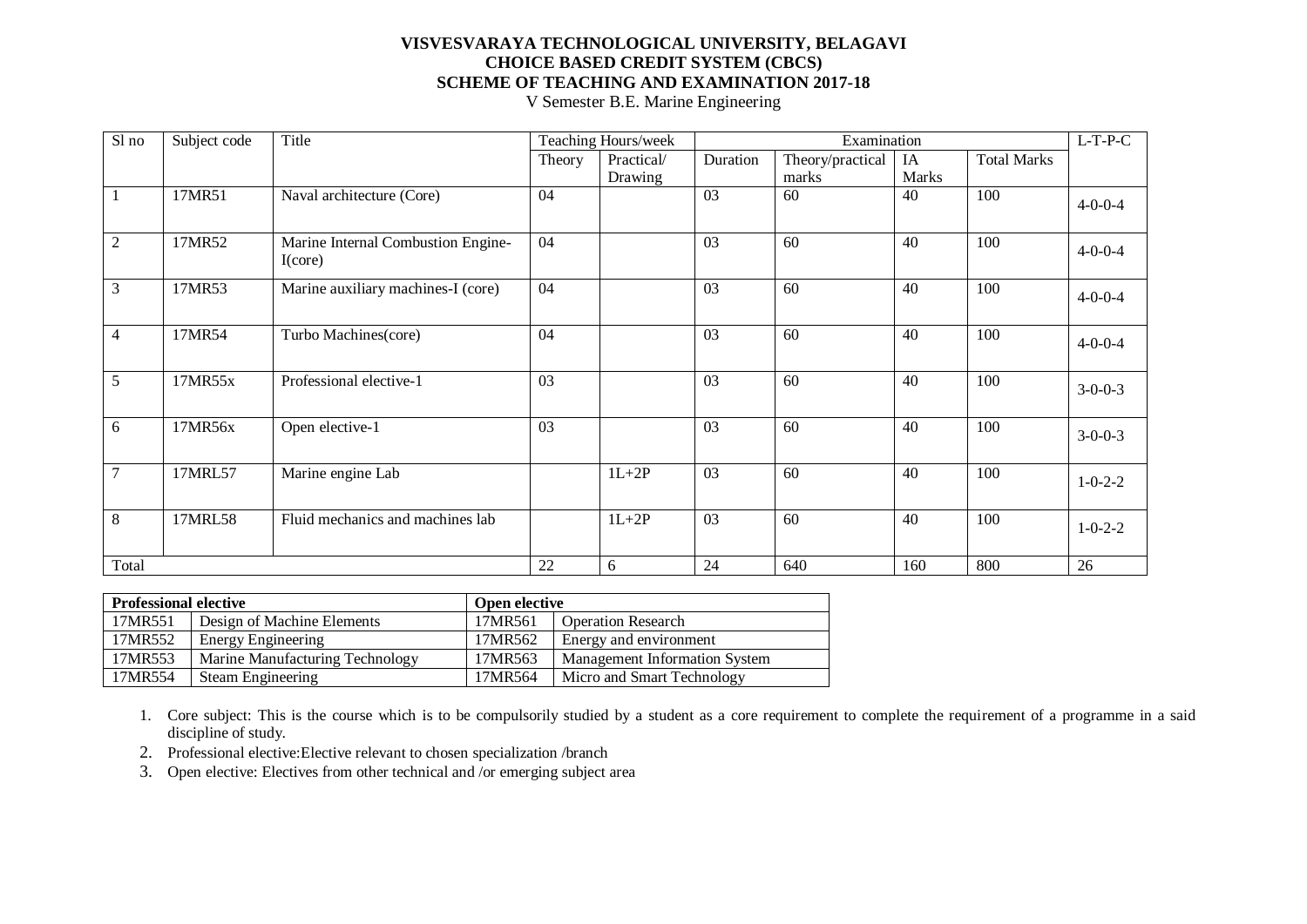**VISVESVARAYA TECHNOLOGICAL UNIVERSITY, BELAGAVI**
**CHOICE BASED CREDIT SYSTEM (CBCS)**
**SCHEME OF TEACHING AND EXAMINATION 2017-18**
V Semester B.E. Marine Engineering

| Sl no | Subject code | Title | Teaching Hours/week | | Examination | | | | L-T-P-C |
|---|---|---|---|---|---|---|---|---|---|
| | | | Theory | Practical/ Drawing | Duration | Theory/practical marks | IA Marks | Total Marks | |
| 1 | 17MR51 | Naval architecture (Core) | 04 | | 03 | 60 | 40 | 100 | 4-0-0-4 |
| 2 | 17MR52 | Marine Internal Combustion Engine-I(core) | 04 | | 03 | 60 | 40 | 100 | 4-0-0-4 |
| 3 | 17MR53 | Marine auxiliary machines-I (core) | 04 | | 03 | 60 | 40 | 100 | 4-0-0-4 |
| 4 | 17MR54 | Turbo Machines(core) | 04 | | 03 | 60 | 40 | 100 | 4-0-0-4 |
| 5 | 17MR55x | Professional elective-1 | 03 | | 03 | 60 | 40 | 100 | 3-0-0-3 |
| 6 | 17MR56x | Open elective-1 | 03 | | 03 | 60 | 40 | 100 | 3-0-0-3 |
| 7 | 17MRL57 | Marine engine Lab | | 1L+2P | 03 | 60 | 40 | 100 | 1-0-2-2 |
| 8 | 17MRL58 | Fluid mechanics and machines lab | | 1L+2P | 03 | 60 | 40 | 100 | 1-0-2-2 |
| Total | | | 22 | 6 | 24 | 640 | 160 | 800 | 26 |

| **Professional elective** | | **Open elective** | |
|---|---|---|---|
| 17MR551 | Design of Machine Elements | 17MR561 | Operation Research |
| 17MR552 | Energy Engineering | 17MR562 | Energy and environment |
| 17MR553 | Marine Manufacturing Technology | 17MR563 | Management Information System |
| 17MR554 | Steam Engineering | 17MR564 | Micro and Smart Technology |

1. Core subject: This is the course which is to be compulsorily studied by a student as a core requirement to complete the requirement of a programme in a said discipline of study.
2. Professional elective:Elective relevant to chosen specialization /branch
3. Open elective: Electives from other technical and /or emerging subject area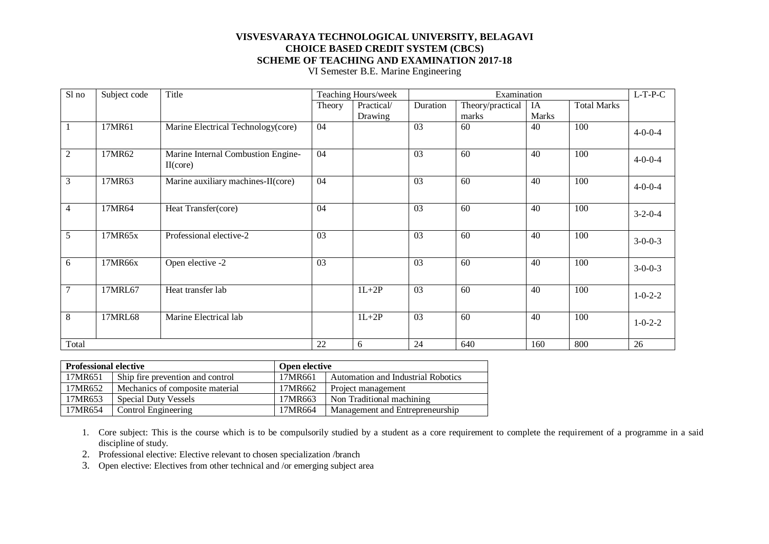# VISVESVARAYA TECHNOLOGICAL UNIVERSITY, BELAGAVI
## CHOICE BASED CREDIT SYSTEM (CBCS)
## SCHEME OF TEACHING AND EXAMINATION 2017-18

VI Semester B.E. Marine Engineering

| Sl no | Subject code | Title | Teaching Hours/week | | Examination | | | | L-T-P-C |
|---|---|---|---|---|---|---|---|---|---|
| | | | Theory | Practical/ Drawing | Duration | Theory/practical marks | IA Marks | Total Marks | |
| 1 | 17MR61 | Marine Electrical Technology(core) | 04 | | 03 | 60 | 40 | 100 | 4-0-0-4 |
| 2 | 17MR62 | Marine Internal Combustion Engine-II(core) | 04 | | 03 | 60 | 40 | 100 | 4-0-0-4 |
| 3 | 17MR63 | Marine auxiliary machines-II(core) | 04 | | 03 | 60 | 40 | 100 | 4-0-0-4 |
| 4 | 17MR64 | Heat Transfer(core) | 04 | | 03 | 60 | 40 | 100 | 3-2-0-4 |
| 5 | 17MR65x | Professional elective-2 | 03 | | 03 | 60 | 40 | 100 | 3-0-0-3 |
| 6 | 17MR66x | Open elective -2 | 03 | | 03 | 60 | 40 | 100 | 3-0-0-3 |
| 7 | 17MRL67 | Heat transfer lab | | 1L+2P | 03 | 60 | 40 | 100 | 1-0-2-2 |
| 8 | 17MRL68 | Marine Electrical lab | | 1L+2P | 03 | 60 | 40 | 100 | 1-0-2-2 |
| Total | | | 22 | 6 | 24 | 640 | 160 | 800 | 26 |

| **Professional elective** | | **Open elective** | |
|---|---|---|---|
| 17MR651 | Ship fire prevention and control | 17MR661 | Automation and Industrial Robotics |
| 17MR652 | Mechanics of composite material | 17MR662 | Project management |
| 17MR653 | Special Duty Vessels | 17MR663 | Non Traditional machining |
| 17MR654 | Control Engineering | 17MR664 | Management and Entrepreneurship |

1. Core subject: This is the course which is to be compulsorily studied by a student as a core requirement to complete the requirement of a programme in a said discipline of study.
2. Professional elective: Elective relevant to chosen specialization /branch
3. Open elective: Electives from other technical and /or emerging subject area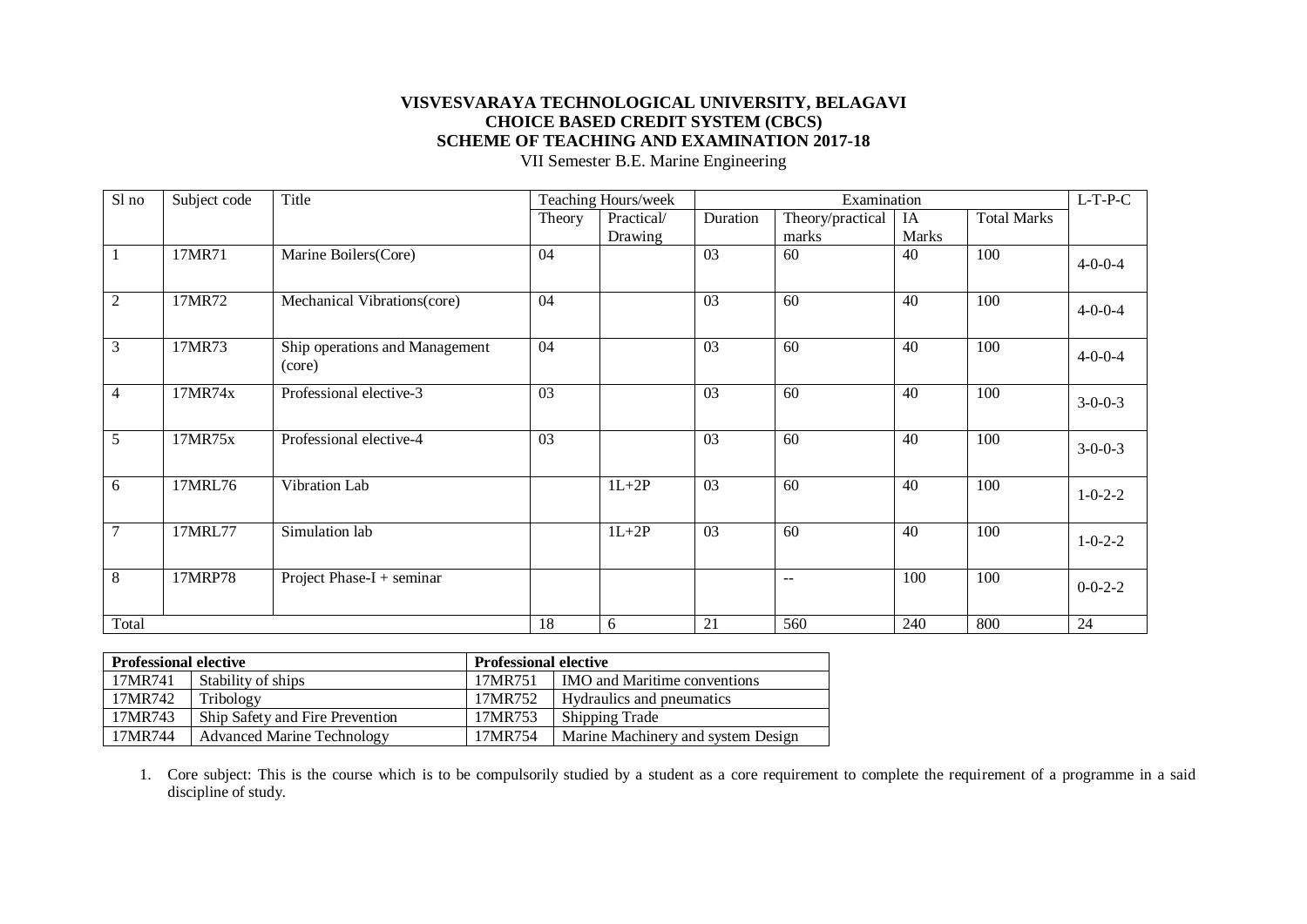**VISVESVARAYA TECHNOLOGICAL UNIVERSITY, BELAGAVI**
**CHOICE BASED CREDIT SYSTEM (CBCS)**
**SCHEME OF TEACHING AND EXAMINATION 2017-18**
VII Semester B.E. Marine Engineering

| Sl no | Subject code | Title | Teaching Hours/week | | Examination | | | | L-T-P-C |
|---|---|---|---|---|---|---|---|---|---|
| | | | Theory | Practical/ Drawing | Duration | Theory/practical marks | IA Marks | Total Marks | |
| 1 | 17MR71 | Marine Boilers(Core) | 04 | | 03 | 60 | 40 | 100 | 4-0-0-4 |
| 2 | 17MR72 | Mechanical Vibrations(core) | 04 | | 03 | 60 | 40 | 100 | 4-0-0-4 |
| 3 | 17MR73 | Ship operations and Management (core) | 04 | | 03 | 60 | 40 | 100 | 4-0-0-4 |
| 4 | 17MR74x | Professional elective-3 | 03 | | 03 | 60 | 40 | 100 | 3-0-0-3 |
| 5 | 17MR75x | Professional elective-4 | 03 | | 03 | 60 | 40 | 100 | 3-0-0-3 |
| 6 | 17MRL76 | Vibration Lab | | 1L+2P | 03 | 60 | 40 | 100 | 1-0-2-2 |
| 7 | 17MRL77 | Simulation lab | | 1L+2P | 03 | 60 | 40 | 100 | 1-0-2-2 |
| 8 | 17MRP78 | Project Phase-I + seminar | | | | -- | 100 | 100 | 0-0-2-2 |
| Total | | | 18 | 6 | 21 | 560 | 240 | 800 | 24 |

| **Professional elective** | | **Professional elective** | |
|---|---|---|---|
| 17MR741 | Stability of ships | 17MR751 | IMO and Maritime conventions |
| 17MR742 | Tribology | 17MR752 | Hydraulics and pneumatics |
| 17MR743 | Ship Safety and Fire Prevention | 17MR753 | Shipping Trade |
| 17MR744 | Advanced Marine Technology | 17MR754 | Marine Machinery and system Design |

1. Core subject: This is the course which is to be compulsorily studied by a student as a core requirement to complete the requirement of a programme in a said discipline of study.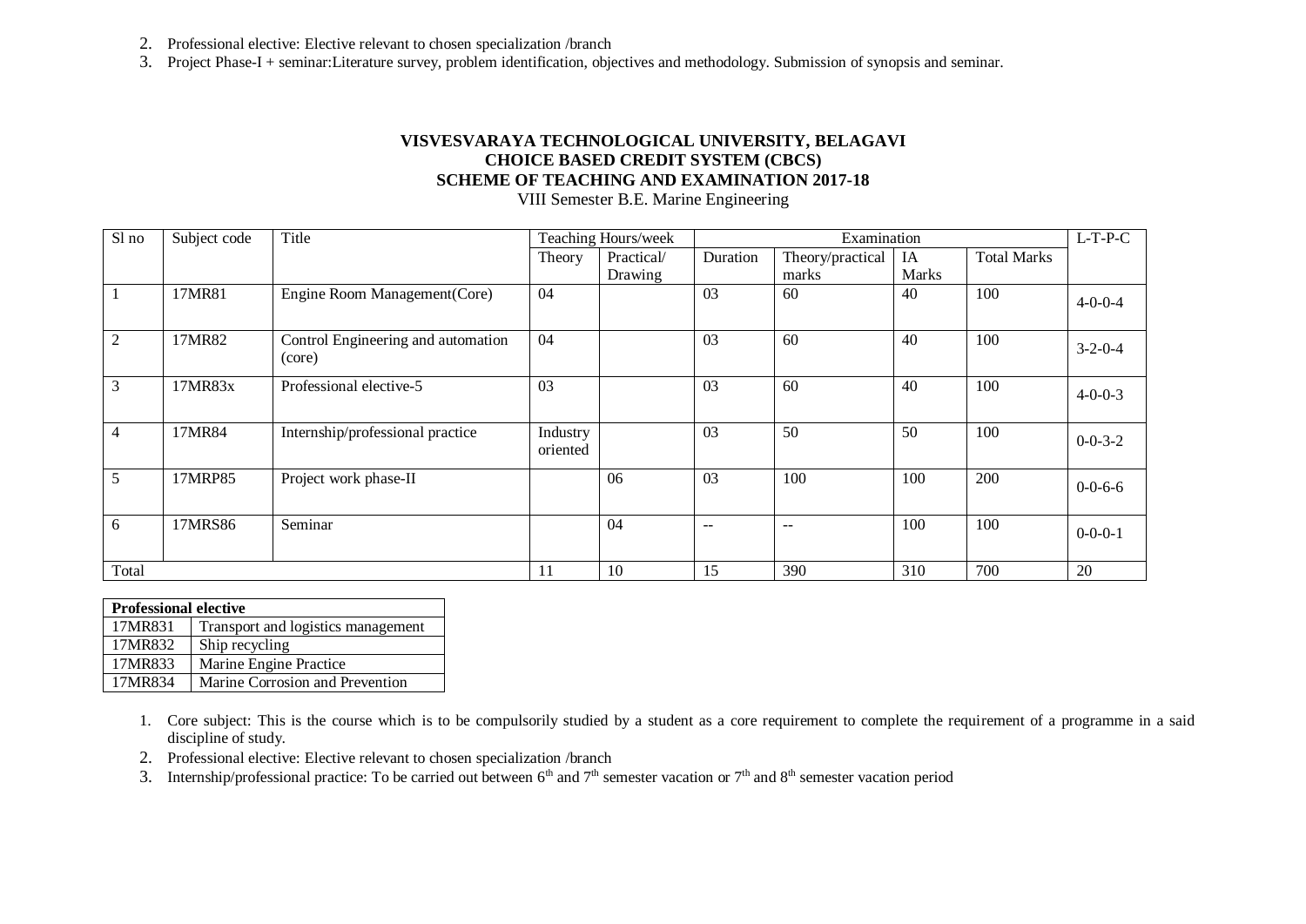2. Professional elective: Elective relevant to chosen specialization /branch
3. Project Phase-I + seminar:Literature survey, problem identification, objectives and methodology. Submission of synopsis and seminar.

**VISVESVARAYA TECHNOLOGICAL UNIVERSITY, BELAGAVI**
**CHOICE BASED CREDIT SYSTEM (CBCS)**
**SCHEME OF TEACHING AND EXAMINATION 2017-18**
VIII Semester B.E. Marine Engineering

| Sl no | Subject code | Title | Teaching Hours/week | | Examination | | | | L-T-P-C |
|---|---|---|---|---|---|---|---|---|---|
| | | | Theory | Practical/ Drawing | Duration | Theory/practical marks | IA Marks | Total Marks | |
| 1 | 17MR81 | Engine Room Management(Core) | 04 | | 03 | 60 | 40 | 100 | 4-0-0-4 |
| 2 | 17MR82 | Control Engineering and automation (core) | 04 | | 03 | 60 | 40 | 100 | 3-2-0-4 |
| 3 | 17MR83x | Professional elective-5 | 03 | | 03 | 60 | 40 | 100 | 4-0-0-3 |
| 4 | 17MR84 | Internship/professional practice | Industry oriented | | 03 | 50 | 50 | 100 | 0-0-3-2 |
| 5 | 17MRP85 | Project work phase-II | | 06 | 03 | 100 | 100 | 200 | 0-0-6-6 |
| 6 | 17MRS86 | Seminar | | 04 | -- | -- | 100 | 100 | 0-0-0-1 |
| Total | | | 11 | 10 | 15 | 390 | 310 | 700 | 20 |

| **Professional elective** | |
|---|---|
| 17MR831 | Transport and logistics management |
| 17MR832 | Ship recycling |
| 17MR833 | Marine Engine Practice |
| 17MR834 | Marine Corrosion and Prevention |

1. Core subject: This is the course which is to be compulsorily studied by a student as a core requirement to complete the requirement of a programme in a said discipline of study.
2. Professional elective: Elective relevant to chosen specialization /branch
3. Internship/professional practice: To be carried out between 6th and 7th semester vacation or 7th and 8th semester vacation period